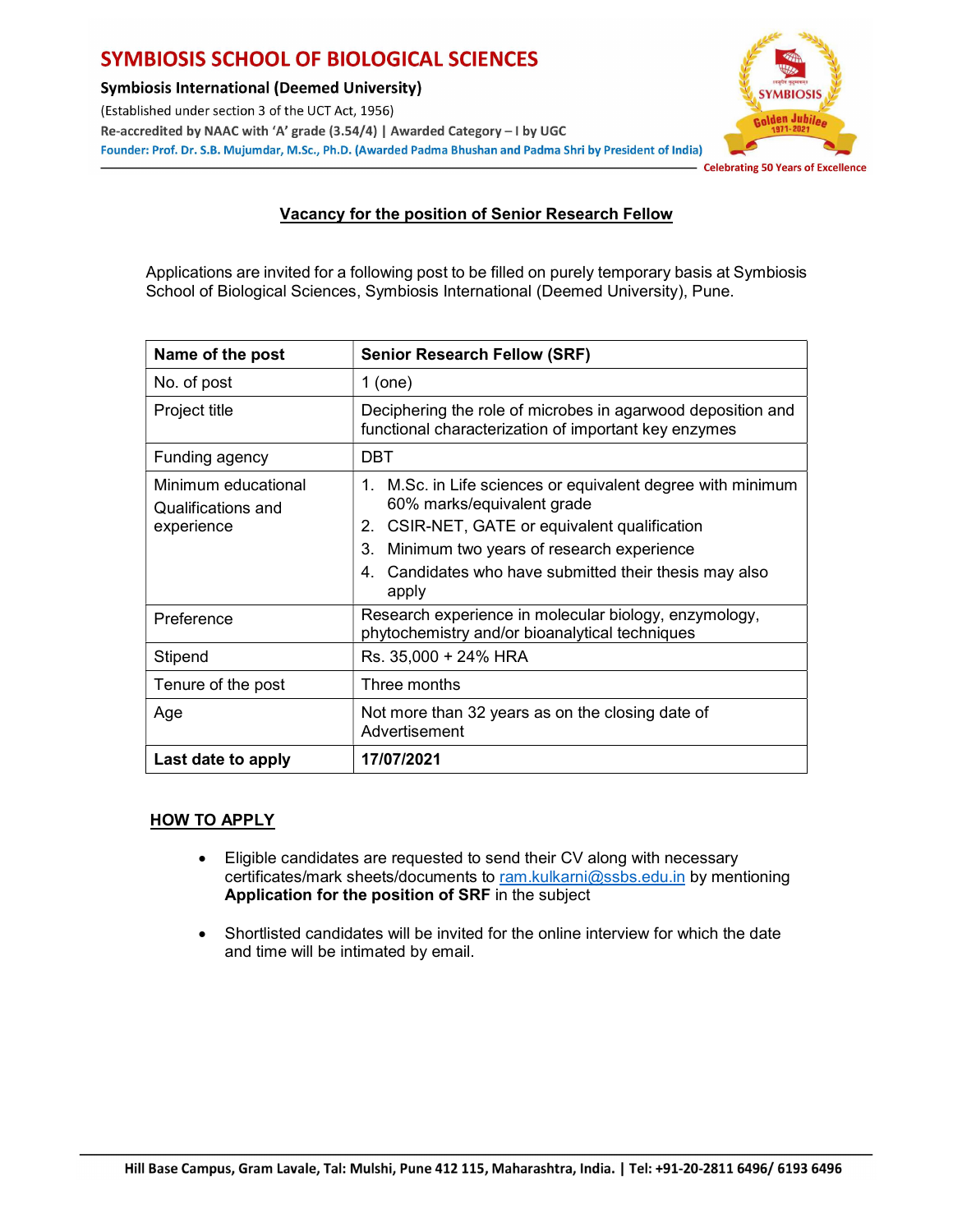# SYMBIOSIS SCHOOL OF BIOLOGICAL SCIENCES

**Symbiosis International (Deemed University)**

(Established under section 3 of the UCT Act, 1956)

**Re-accredited by NAAC with 'A' grade (3.54/4) | Awarded Category – I by UGC**

**Founder: Prof. Dr. S.B. Mujumdar, M.Sc., Ph.D. (Awarded Padma Bhushan and Padma Shri by President of India)**

Celebrating 50 Years of Excellence

## Vacancy for the position of Senior Research Fellow

Applications are invited for a following post to be filled on purely temporary basis at Symbiosis School of Biological Sciences, Symbiosis International (Deemed University), Pune.

| **Name of the post** | **Senior Research Fellow (SRF)** |
|---|---|
| No. of post | 1 (one) |
| Project title | Deciphering the role of microbes in agarwood deposition and functional characterization of important key enzymes |
| Funding agency | DBT |
| Minimum educational Qualifications and experience | 1. M.Sc. in Life sciences or equivalent degree with minimum 60% marks/equivalent grade<br>2. CSIR-NET, GATE or equivalent qualification<br>3. Minimum two years of research experience<br>4. Candidates who have submitted their thesis may also apply |
| Preference | Research experience in molecular biology, enzymology, phytochemistry and/or bioanalytical techniques |
| Stipend | Rs. 35,000 + 24% HRA |
| Tenure of the post | Three months |
| Age | Not more than 32 years as on the closing date of Advertisement |
| **Last date to apply** | **17/07/2021** |

## HOW TO APPLY

- Eligible candidates are requested to send their CV along with necessary certificates/mark sheets/documents to ram.kulkarni@ssbs.edu.in by mentioning **Application for the position of SRF** in the subject
- Shortlisted candidates will be invited for the online interview for which the date and time will be intimated by email.

**Hill Base Campus, Gram Lavale, Tal: Mulshi, Pune 412 115, Maharashtra, India. | Tel: +91-20-2811 6496/ 6193 6496**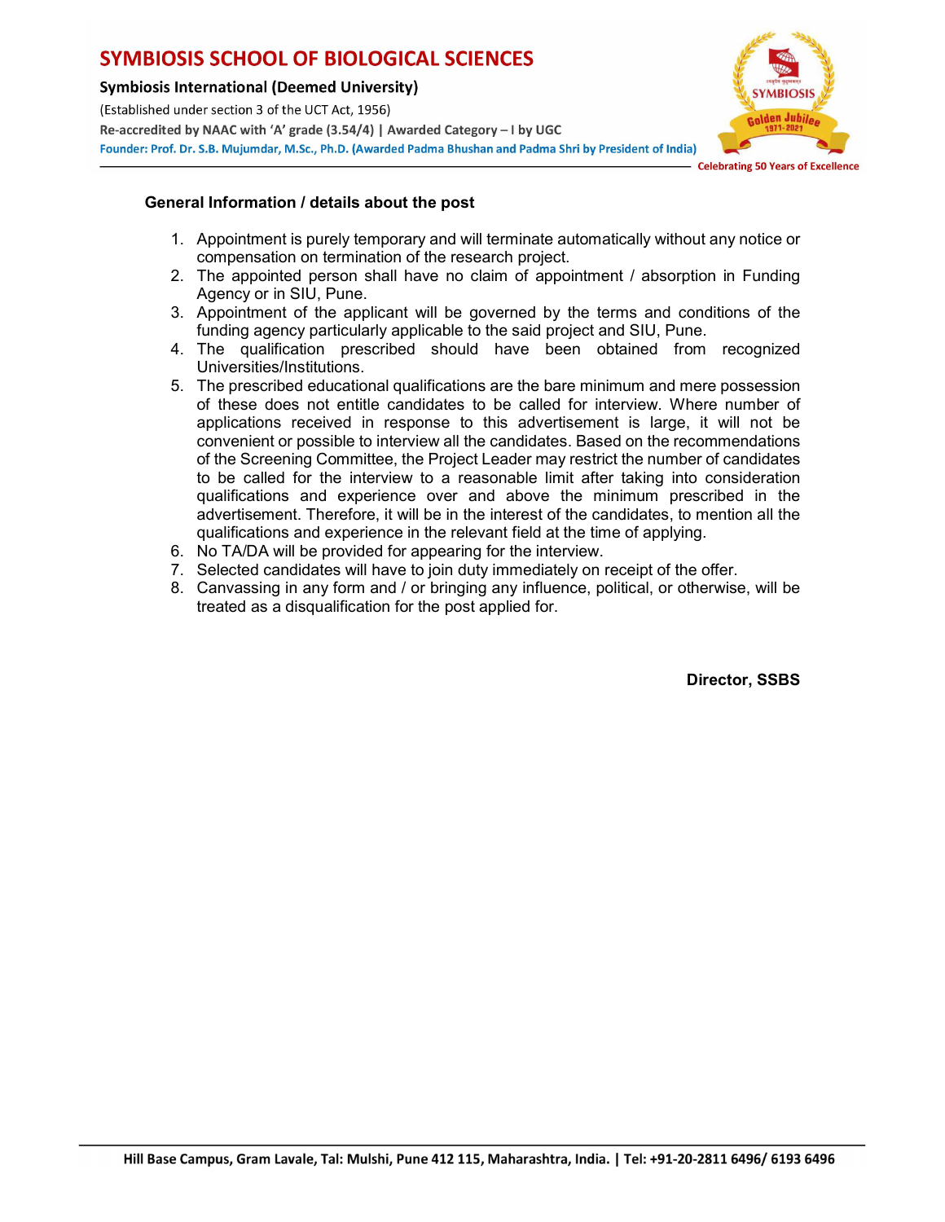**General Information / details about the post**

1. Appointment is purely temporary and will terminate automatically without any notice or compensation on termination of the research project.
2. The appointed person shall have no claim of appointment / absorption in Funding Agency or in SIU, Pune.
3. Appointment of the applicant will be governed by the terms and conditions of the funding agency particularly applicable to the said project and SIU, Pune.
4. The qualification prescribed should have been obtained from recognized Universities/Institutions.
5. The prescribed educational qualifications are the bare minimum and mere possession of these does not entitle candidates to be called for interview. Where number of applications received in response to this advertisement is large, it will not be convenient or possible to interview all the candidates. Based on the recommendations of the Screening Committee, the Project Leader may restrict the number of candidates to be called for the interview to a reasonable limit after taking into consideration qualifications and experience over and above the minimum prescribed in the advertisement. Therefore, it will be in the interest of the candidates, to mention all the qualifications and experience in the relevant field at the time of applying.
6. No TA/DA will be provided for appearing for the interview.
7. Selected candidates will have to join duty immediately on receipt of the offer.
8. Canvassing in any form and / or bringing any influence, political, or otherwise, will be treated as a disqualification for the post applied for.

**Director, SSBS**